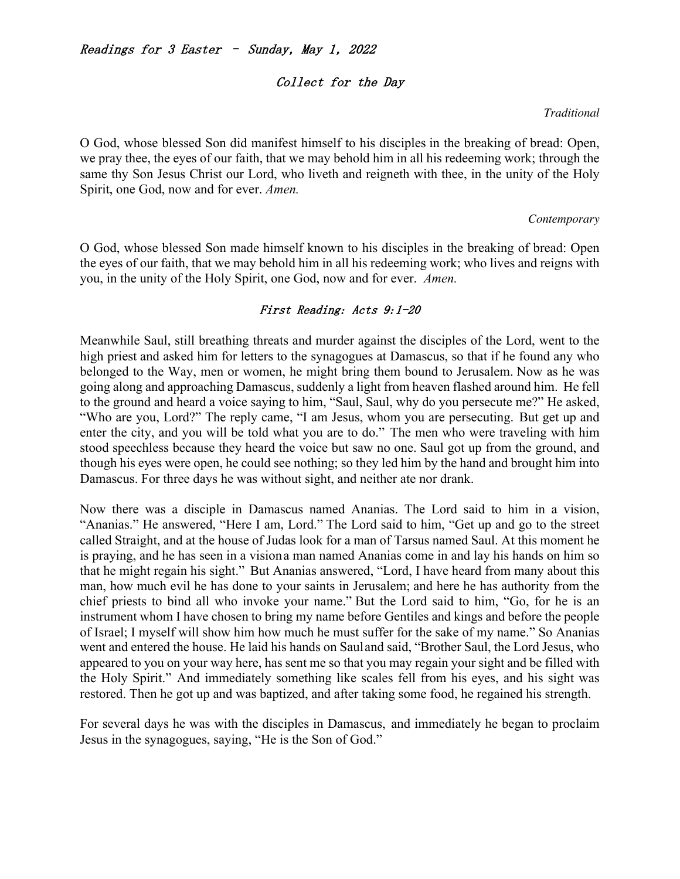*Readings for 3 Easter – Sunday, May 1, 2022*

## *Collect for the Day*

*Traditional*

O God, whose blessed Son did manifest himself to his disciples in the breaking of bread: Open, we pray thee, the eyes of our faith, that we may behold him in all his redeeming work; through the same thy Son Jesus Christ our Lord, who liveth and reigneth with thee, in the unity of the Holy Spirit, one God, now and for ever. *Amen.*

*Contemporary*

O God, whose blessed Son made himself known to his disciples in the breaking of bread: Open the eyes of our faith, that we may behold him in all his redeeming work; who lives and reigns with you, in the unity of the Holy Spirit, one God, now and for ever. *Amen.*

## *First Reading: Acts 9:1-20*

Meanwhile Saul, still breathing threats and murder against the disciples of the Lord, went to the high priest and asked him for letters to the synagogues at Damascus, so that if he found any who belonged to the Way, men or women, he might bring them bound to Jerusalem. Now as he was going along and approaching Damascus, suddenly a light from heaven flashed around him. He fell to the ground and heard a voice saying to him, "Saul, Saul, why do you persecute me?" He asked, "Who are you, Lord?" The reply came, "I am Jesus, whom you are persecuting. But get up and enter the city, and you will be told what you are to do." The men who were traveling with him stood speechless because they heard the voice but saw no one. Saul got up from the ground, and though his eyes were open, he could see nothing; so they led him by the hand and brought him into Damascus. For three days he was without sight, and neither ate nor drank.

Now there was a disciple in Damascus named Ananias. The Lord said to him in a vision, "Ananias." He answered, "Here I am, Lord." The Lord said to him, "Get up and go to the street called Straight, and at the house of Judas look for a man of Tarsus named Saul. At this moment he is praying, and he has seen in a vision a man named Ananias come in and lay his hands on him so that he might regain his sight." But Ananias answered, "Lord, I have heard from many about this man, how much evil he has done to your saints in Jerusalem; and here he has authority from the chief priests to bind all who invoke your name." But the Lord said to him, "Go, for he is an instrument whom I have chosen to bring my name before Gentiles and kings and before the people of Israel; I myself will show him how much he must suffer for the sake of my name." So Ananias went and entered the house. He laid his hands on Saul and said, "Brother Saul, the Lord Jesus, who appeared to you on your way here, has sent me so that you may regain your sight and be filled with the Holy Spirit." And immediately something like scales fell from his eyes, and his sight was restored. Then he got up and was baptized, and after taking some food, he regained his strength.

For several days he was with the disciples in Damascus, and immediately he began to proclaim Jesus in the synagogues, saying, "He is the Son of God."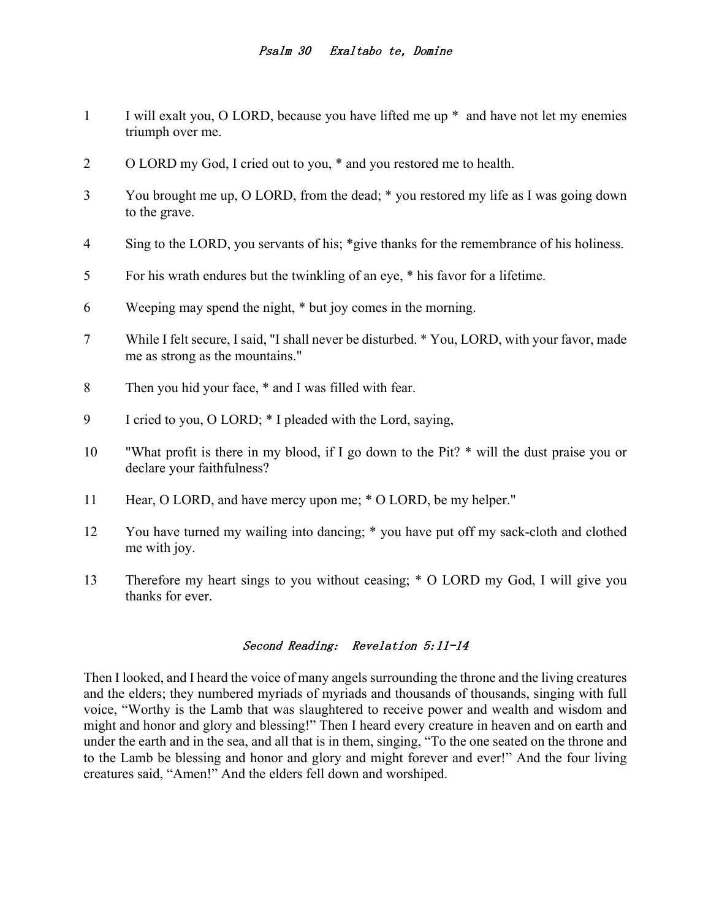## *Psalm 30 Exaltabo te, Domine*

1 I will exalt you, O LORD, because you have lifted me up * and have not let my enemies triumph over me.

2 O LORD my God, I cried out to you, * and you restored me to health.

3 You brought me up, O LORD, from the dead; * you restored my life as I was going down to the grave.

4 Sing to the LORD, you servants of his; *give thanks for the remembrance of his holiness.

5 For his wrath endures but the twinkling of an eye, * his favor for a lifetime.

6 Weeping may spend the night, * but joy comes in the morning.

7 While I felt secure, I said, "I shall never be disturbed. * You, LORD, with your favor, made me as strong as the mountains."

8 Then you hid your face, * and I was filled with fear.

9 I cried to you, O LORD; * I pleaded with the Lord, saying,

10 "What profit is there in my blood, if I go down to the Pit? * will the dust praise you or declare your faithfulness?

11 Hear, O LORD, and have mercy upon me; * O LORD, be my helper."

12 You have turned my wailing into dancing; * you have put off my sack-cloth and clothed me with joy.

13 Therefore my heart sings to you without ceasing; * O LORD my God, I will give you thanks for ever.

## *Second Reading: Revelation 5:11-14*

Then I looked, and I heard the voice of many angels surrounding the throne and the living creatures and the elders; they numbered myriads of myriads and thousands of thousands, singing with full voice, “Worthy is the Lamb that was slaughtered to receive power and wealth and wisdom and might and honor and glory and blessing!” Then I heard every creature in heaven and on earth and under the earth and in the sea, and all that is in them, singing, “To the one seated on the throne and to the Lamb be blessing and honor and glory and might forever and ever!” And the four living creatures said, “Amen!” And the elders fell down and worshiped.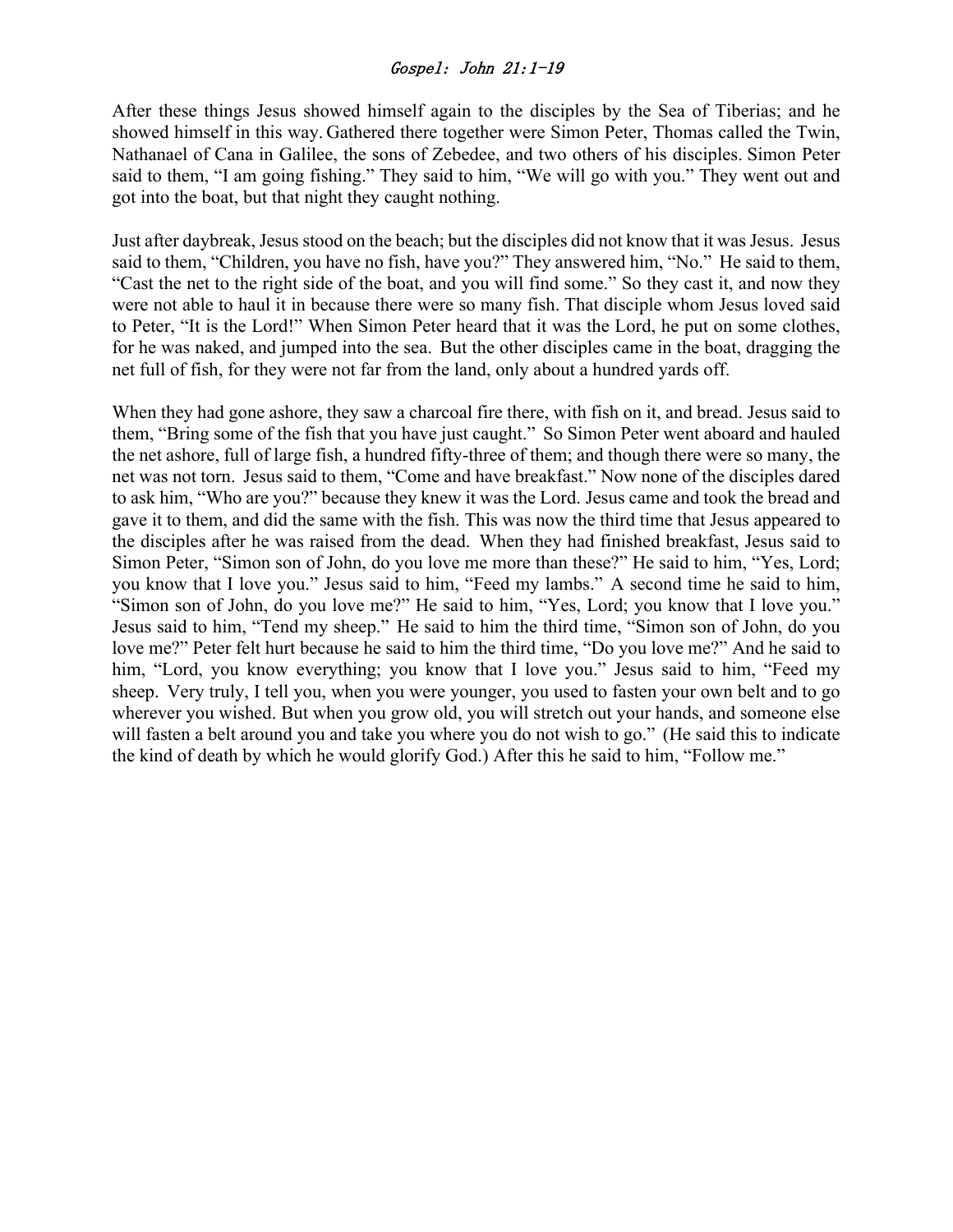## *Gospel: John 21:1-19*

After these things Jesus showed himself again to the disciples by the Sea of Tiberias; and he showed himself in this way. Gathered there together were Simon Peter, Thomas called the Twin, Nathanael of Cana in Galilee, the sons of Zebedee, and two others of his disciples. Simon Peter said to them, "I am going fishing." They said to him, "We will go with you." They went out and got into the boat, but that night they caught nothing.

Just after daybreak, Jesus stood on the beach; but the disciples did not know that it was Jesus. Jesus said to them, "Children, you have no fish, have you?" They answered him, "No." He said to them, "Cast the net to the right side of the boat, and you will find some." So they cast it, and now they were not able to haul it in because there were so many fish. That disciple whom Jesus loved said to Peter, "It is the Lord!" When Simon Peter heard that it was the Lord, he put on some clothes, for he was naked, and jumped into the sea. But the other disciples came in the boat, dragging the net full of fish, for they were not far from the land, only about a hundred yards off.

When they had gone ashore, they saw a charcoal fire there, with fish on it, and bread. Jesus said to them, "Bring some of the fish that you have just caught." So Simon Peter went aboard and hauled the net ashore, full of large fish, a hundred fifty-three of them; and though there were so many, the net was not torn. Jesus said to them, "Come and have breakfast." Now none of the disciples dared to ask him, "Who are you?" because they knew it was the Lord. Jesus came and took the bread and gave it to them, and did the same with the fish. This was now the third time that Jesus appeared to the disciples after he was raised from the dead. When they had finished breakfast, Jesus said to Simon Peter, "Simon son of John, do you love me more than these?" He said to him, "Yes, Lord; you know that I love you." Jesus said to him, "Feed my lambs." A second time he said to him, "Simon son of John, do you love me?" He said to him, "Yes, Lord; you know that I love you." Jesus said to him, "Tend my sheep." He said to him the third time, "Simon son of John, do you love me?" Peter felt hurt because he said to him the third time, "Do you love me?" And he said to him, "Lord, you know everything; you know that I love you." Jesus said to him, "Feed my sheep. Very truly, I tell you, when you were younger, you used to fasten your own belt and to go wherever you wished. But when you grow old, you will stretch out your hands, and someone else will fasten a belt around you and take you where you do not wish to go." (He said this to indicate the kind of death by which he would glorify God.) After this he said to him, "Follow me."